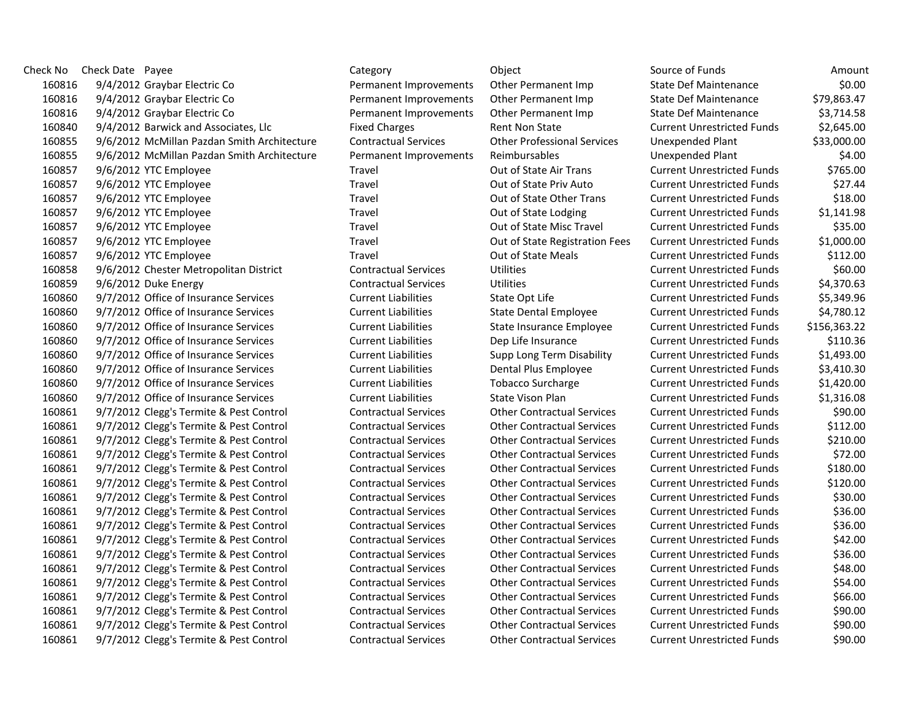| Check No | Check Date | Payee | Category | Object | Source of Funds | Amount |
|---|---|---|---|---|---|---|
| 160816 | 9/4/2012 | Graybar Electric Co | Permanent Improvements | Other Permanent Imp | State Def Maintenance | $0.00 |
| 160816 | 9/4/2012 | Graybar Electric Co | Permanent Improvements | Other Permanent Imp | State Def Maintenance | $79,863.47 |
| 160816 | 9/4/2012 | Graybar Electric Co | Permanent Improvements | Other Permanent Imp | State Def Maintenance | $3,714.58 |
| 160840 | 9/4/2012 | Barwick and Associates, Llc | Fixed Charges | Rent Non State | Current Unrestricted Funds | $2,645.00 |
| 160855 | 9/6/2012 | McMillan Pazdan Smith Architecture | Contractual Services | Other Professional Services | Unexpended Plant | $33,000.00 |
| 160855 | 9/6/2012 | McMillan Pazdan Smith Architecture | Permanent Improvements | Reimbursables | Unexpended Plant | $4.00 |
| 160857 | 9/6/2012 | YTC Employee | Travel | Out of State Air Trans | Current Unrestricted Funds | $765.00 |
| 160857 | 9/6/2012 | YTC Employee | Travel | Out of State Priv Auto | Current Unrestricted Funds | $27.44 |
| 160857 | 9/6/2012 | YTC Employee | Travel | Out of State Other Trans | Current Unrestricted Funds | $18.00 |
| 160857 | 9/6/2012 | YTC Employee | Travel | Out of State Lodging | Current Unrestricted Funds | $1,141.98 |
| 160857 | 9/6/2012 | YTC Employee | Travel | Out of State Misc Travel | Current Unrestricted Funds | $35.00 |
| 160857 | 9/6/2012 | YTC Employee | Travel | Out of State Registration Fees | Current Unrestricted Funds | $1,000.00 |
| 160857 | 9/6/2012 | YTC Employee | Travel | Out of State Meals | Current Unrestricted Funds | $112.00 |
| 160858 | 9/6/2012 | Chester Metropolitan District | Contractual Services | Utilities | Current Unrestricted Funds | $60.00 |
| 160859 | 9/6/2012 | Duke Energy | Contractual Services | Utilities | Current Unrestricted Funds | $4,370.63 |
| 160860 | 9/7/2012 | Office of Insurance Services | Current Liabilities | State Opt Life | Current Unrestricted Funds | $5,349.96 |
| 160860 | 9/7/2012 | Office of Insurance Services | Current Liabilities | State Dental Employee | Current Unrestricted Funds | $4,780.12 |
| 160860 | 9/7/2012 | Office of Insurance Services | Current Liabilities | State Insurance Employee | Current Unrestricted Funds | $156,363.22 |
| 160860 | 9/7/2012 | Office of Insurance Services | Current Liabilities | Dep Life Insurance | Current Unrestricted Funds | $110.36 |
| 160860 | 9/7/2012 | Office of Insurance Services | Current Liabilities | Supp Long Term Disability | Current Unrestricted Funds | $1,493.00 |
| 160860 | 9/7/2012 | Office of Insurance Services | Current Liabilities | Dental Plus Employee | Current Unrestricted Funds | $3,410.30 |
| 160860 | 9/7/2012 | Office of Insurance Services | Current Liabilities | Tobacco Surcharge | Current Unrestricted Funds | $1,420.00 |
| 160860 | 9/7/2012 | Office of Insurance Services | Current Liabilities | State Vison Plan | Current Unrestricted Funds | $1,316.08 |
| 160861 | 9/7/2012 | Clegg's Termite & Pest Control | Contractual Services | Other Contractual Services | Current Unrestricted Funds | $90.00 |
| 160861 | 9/7/2012 | Clegg's Termite & Pest Control | Contractual Services | Other Contractual Services | Current Unrestricted Funds | $112.00 |
| 160861 | 9/7/2012 | Clegg's Termite & Pest Control | Contractual Services | Other Contractual Services | Current Unrestricted Funds | $210.00 |
| 160861 | 9/7/2012 | Clegg's Termite & Pest Control | Contractual Services | Other Contractual Services | Current Unrestricted Funds | $72.00 |
| 160861 | 9/7/2012 | Clegg's Termite & Pest Control | Contractual Services | Other Contractual Services | Current Unrestricted Funds | $180.00 |
| 160861 | 9/7/2012 | Clegg's Termite & Pest Control | Contractual Services | Other Contractual Services | Current Unrestricted Funds | $120.00 |
| 160861 | 9/7/2012 | Clegg's Termite & Pest Control | Contractual Services | Other Contractual Services | Current Unrestricted Funds | $30.00 |
| 160861 | 9/7/2012 | Clegg's Termite & Pest Control | Contractual Services | Other Contractual Services | Current Unrestricted Funds | $36.00 |
| 160861 | 9/7/2012 | Clegg's Termite & Pest Control | Contractual Services | Other Contractual Services | Current Unrestricted Funds | $36.00 |
| 160861 | 9/7/2012 | Clegg's Termite & Pest Control | Contractual Services | Other Contractual Services | Current Unrestricted Funds | $42.00 |
| 160861 | 9/7/2012 | Clegg's Termite & Pest Control | Contractual Services | Other Contractual Services | Current Unrestricted Funds | $36.00 |
| 160861 | 9/7/2012 | Clegg's Termite & Pest Control | Contractual Services | Other Contractual Services | Current Unrestricted Funds | $48.00 |
| 160861 | 9/7/2012 | Clegg's Termite & Pest Control | Contractual Services | Other Contractual Services | Current Unrestricted Funds | $54.00 |
| 160861 | 9/7/2012 | Clegg's Termite & Pest Control | Contractual Services | Other Contractual Services | Current Unrestricted Funds | $66.00 |
| 160861 | 9/7/2012 | Clegg's Termite & Pest Control | Contractual Services | Other Contractual Services | Current Unrestricted Funds | $90.00 |
| 160861 | 9/7/2012 | Clegg's Termite & Pest Control | Contractual Services | Other Contractual Services | Current Unrestricted Funds | $90.00 |
| 160861 | 9/7/2012 | Clegg's Termite & Pest Control | Contractual Services | Other Contractual Services | Current Unrestricted Funds | $90.00 |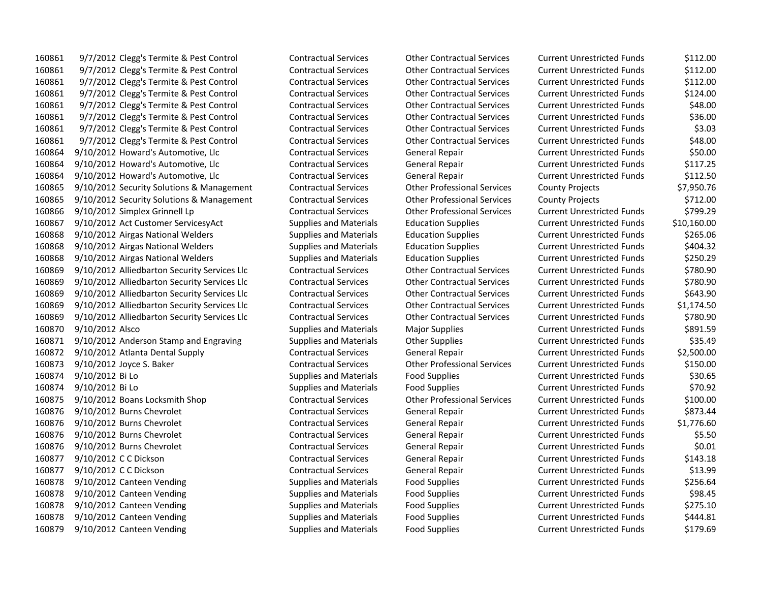| | | | | | | |
|---|---|---|---|---|---|---|
| 160861 | 9/7/2012 | Clegg's Termite & Pest Control | Contractual Services | Other Contractual Services | Current Unrestricted Funds | $112.00 |
| 160861 | 9/7/2012 | Clegg's Termite & Pest Control | Contractual Services | Other Contractual Services | Current Unrestricted Funds | $112.00 |
| 160861 | 9/7/2012 | Clegg's Termite & Pest Control | Contractual Services | Other Contractual Services | Current Unrestricted Funds | $112.00 |
| 160861 | 9/7/2012 | Clegg's Termite & Pest Control | Contractual Services | Other Contractual Services | Current Unrestricted Funds | $124.00 |
| 160861 | 9/7/2012 | Clegg's Termite & Pest Control | Contractual Services | Other Contractual Services | Current Unrestricted Funds | $48.00 |
| 160861 | 9/7/2012 | Clegg's Termite & Pest Control | Contractual Services | Other Contractual Services | Current Unrestricted Funds | $36.00 |
| 160861 | 9/7/2012 | Clegg's Termite & Pest Control | Contractual Services | Other Contractual Services | Current Unrestricted Funds | $3.03 |
| 160861 | 9/7/2012 | Clegg's Termite & Pest Control | Contractual Services | Other Contractual Services | Current Unrestricted Funds | $48.00 |
| 160864 | 9/10/2012 | Howard's Automotive, Llc | Contractual Services | General Repair | Current Unrestricted Funds | $50.00 |
| 160864 | 9/10/2012 | Howard's Automotive, Llc | Contractual Services | General Repair | Current Unrestricted Funds | $117.25 |
| 160864 | 9/10/2012 | Howard's Automotive, Llc | Contractual Services | General Repair | Current Unrestricted Funds | $112.50 |
| 160865 | 9/10/2012 | Security Solutions & Management | Contractual Services | Other Professional Services | County Projects | $7,950.76 |
| 160865 | 9/10/2012 | Security Solutions & Management | Contractual Services | Other Professional Services | County Projects | $712.00 |
| 160866 | 9/10/2012 | Simplex Grinnell Lp | Contractual Services | Other Professional Services | Current Unrestricted Funds | $799.29 |
| 160867 | 9/10/2012 | Act Customer ServicesyAct | Supplies and Materials | Education Supplies | Current Unrestricted Funds | $10,160.00 |
| 160868 | 9/10/2012 | Airgas National Welders | Supplies and Materials | Education Supplies | Current Unrestricted Funds | $265.06 |
| 160868 | 9/10/2012 | Airgas National Welders | Supplies and Materials | Education Supplies | Current Unrestricted Funds | $404.32 |
| 160868 | 9/10/2012 | Airgas National Welders | Supplies and Materials | Education Supplies | Current Unrestricted Funds | $250.29 |
| 160869 | 9/10/2012 | Alliedbarton Security Services Llc | Contractual Services | Other Contractual Services | Current Unrestricted Funds | $780.90 |
| 160869 | 9/10/2012 | Alliedbarton Security Services Llc | Contractual Services | Other Contractual Services | Current Unrestricted Funds | $780.90 |
| 160869 | 9/10/2012 | Alliedbarton Security Services Llc | Contractual Services | Other Contractual Services | Current Unrestricted Funds | $643.90 |
| 160869 | 9/10/2012 | Alliedbarton Security Services Llc | Contractual Services | Other Contractual Services | Current Unrestricted Funds | $1,174.50 |
| 160869 | 9/10/2012 | Alliedbarton Security Services Llc | Contractual Services | Other Contractual Services | Current Unrestricted Funds | $780.90 |
| 160870 | 9/10/2012 | Alsco | Supplies and Materials | Major Supplies | Current Unrestricted Funds | $891.59 |
| 160871 | 9/10/2012 | Anderson Stamp and Engraving | Supplies and Materials | Other Supplies | Current Unrestricted Funds | $35.49 |
| 160872 | 9/10/2012 | Atlanta Dental Supply | Contractual Services | General Repair | Current Unrestricted Funds | $2,500.00 |
| 160873 | 9/10/2012 | Joyce S. Baker | Contractual Services | Other Professional Services | Current Unrestricted Funds | $150.00 |
| 160874 | 9/10/2012 | Bi Lo | Supplies and Materials | Food Supplies | Current Unrestricted Funds | $30.65 |
| 160874 | 9/10/2012 | Bi Lo | Supplies and Materials | Food Supplies | Current Unrestricted Funds | $70.92 |
| 160875 | 9/10/2012 | Boans Locksmith Shop | Contractual Services | Other Professional Services | Current Unrestricted Funds | $100.00 |
| 160876 | 9/10/2012 | Burns Chevrolet | Contractual Services | General Repair | Current Unrestricted Funds | $873.44 |
| 160876 | 9/10/2012 | Burns Chevrolet | Contractual Services | General Repair | Current Unrestricted Funds | $1,776.60 |
| 160876 | 9/10/2012 | Burns Chevrolet | Contractual Services | General Repair | Current Unrestricted Funds | $5.50 |
| 160876 | 9/10/2012 | Burns Chevrolet | Contractual Services | General Repair | Current Unrestricted Funds | $0.01 |
| 160877 | 9/10/2012 | C C Dickson | Contractual Services | General Repair | Current Unrestricted Funds | $143.18 |
| 160877 | 9/10/2012 | C C Dickson | Contractual Services | General Repair | Current Unrestricted Funds | $13.99 |
| 160878 | 9/10/2012 | Canteen Vending | Supplies and Materials | Food Supplies | Current Unrestricted Funds | $256.64 |
| 160878 | 9/10/2012 | Canteen Vending | Supplies and Materials | Food Supplies | Current Unrestricted Funds | $98.45 |
| 160878 | 9/10/2012 | Canteen Vending | Supplies and Materials | Food Supplies | Current Unrestricted Funds | $275.10 |
| 160878 | 9/10/2012 | Canteen Vending | Supplies and Materials | Food Supplies | Current Unrestricted Funds | $444.81 |
| 160879 | 9/10/2012 | Canteen Vending | Supplies and Materials | Food Supplies | Current Unrestricted Funds | $179.69 |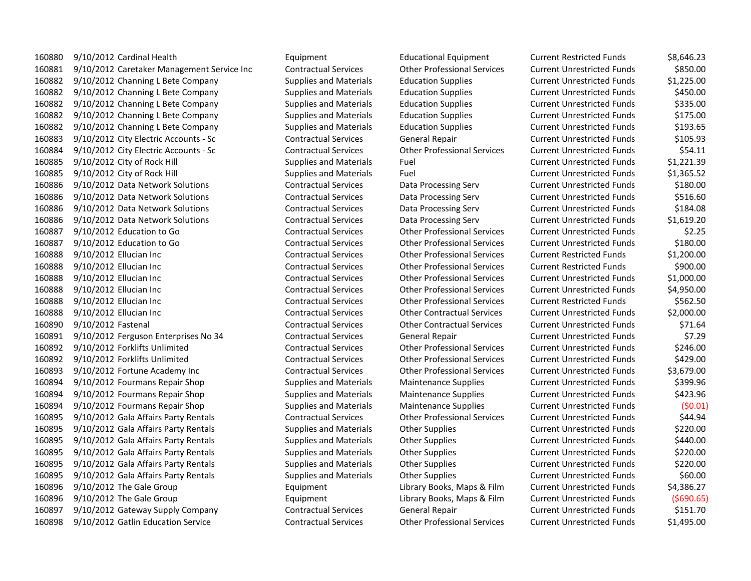| | | | | | | |
|---|---|---|---|---|---|---|
| 160880 | 9/10/2012 | Cardinal Health | Equipment | Educational Equipment | Current Restricted Funds | $8,646.23 |
| 160881 | 9/10/2012 | Caretaker Management Service Inc | Contractual Services | Other Professional Services | Current Unrestricted Funds | $850.00 |
| 160882 | 9/10/2012 | Channing L Bete Company | Supplies and Materials | Education Supplies | Current Unrestricted Funds | $1,225.00 |
| 160882 | 9/10/2012 | Channing L Bete Company | Supplies and Materials | Education Supplies | Current Unrestricted Funds | $450.00 |
| 160882 | 9/10/2012 | Channing L Bete Company | Supplies and Materials | Education Supplies | Current Unrestricted Funds | $335.00 |
| 160882 | 9/10/2012 | Channing L Bete Company | Supplies and Materials | Education Supplies | Current Unrestricted Funds | $175.00 |
| 160882 | 9/10/2012 | Channing L Bete Company | Supplies and Materials | Education Supplies | Current Unrestricted Funds | $193.65 |
| 160883 | 9/10/2012 | City Electric Accounts - Sc | Contractual Services | General Repair | Current Unrestricted Funds | $105.93 |
| 160884 | 9/10/2012 | City Electric Accounts - Sc | Contractual Services | Other Professional Services | Current Unrestricted Funds | $54.11 |
| 160885 | 9/10/2012 | City of Rock Hill | Supplies and Materials | Fuel | Current Unrestricted Funds | $1,221.39 |
| 160885 | 9/10/2012 | City of Rock Hill | Supplies and Materials | Fuel | Current Unrestricted Funds | $1,365.52 |
| 160886 | 9/10/2012 | Data Network Solutions | Contractual Services | Data Processing Serv | Current Unrestricted Funds | $180.00 |
| 160886 | 9/10/2012 | Data Network Solutions | Contractual Services | Data Processing Serv | Current Unrestricted Funds | $516.60 |
| 160886 | 9/10/2012 | Data Network Solutions | Contractual Services | Data Processing Serv | Current Unrestricted Funds | $184.08 |
| 160886 | 9/10/2012 | Data Network Solutions | Contractual Services | Data Processing Serv | Current Unrestricted Funds | $1,619.20 |
| 160887 | 9/10/2012 | Education to Go | Contractual Services | Other Professional Services | Current Unrestricted Funds | $2.25 |
| 160887 | 9/10/2012 | Education to Go | Contractual Services | Other Professional Services | Current Unrestricted Funds | $180.00 |
| 160888 | 9/10/2012 | Ellucian Inc | Contractual Services | Other Professional Services | Current Restricted Funds | $1,200.00 |
| 160888 | 9/10/2012 | Ellucian Inc | Contractual Services | Other Professional Services | Current Restricted Funds | $900.00 |
| 160888 | 9/10/2012 | Ellucian Inc | Contractual Services | Other Professional Services | Current Unrestricted Funds | $1,000.00 |
| 160888 | 9/10/2012 | Ellucian Inc | Contractual Services | Other Professional Services | Current Unrestricted Funds | $4,950.00 |
| 160888 | 9/10/2012 | Ellucian Inc | Contractual Services | Other Professional Services | Current Restricted Funds | $562.50 |
| 160888 | 9/10/2012 | Ellucian Inc | Contractual Services | Other Contractual Services | Current Unrestricted Funds | $2,000.00 |
| 160890 | 9/10/2012 | Fastenal | Contractual Services | Other Contractual Services | Current Unrestricted Funds | $71.64 |
| 160891 | 9/10/2012 | Ferguson Enterprises No 34 | Contractual Services | General Repair | Current Unrestricted Funds | $7.29 |
| 160892 | 9/10/2012 | Forklifts Unlimited | Contractual Services | Other Professional Services | Current Unrestricted Funds | $246.00 |
| 160892 | 9/10/2012 | Forklifts Unlimited | Contractual Services | Other Professional Services | Current Unrestricted Funds | $429.00 |
| 160893 | 9/10/2012 | Fortune Academy Inc | Contractual Services | Other Professional Services | Current Unrestricted Funds | $3,679.00 |
| 160894 | 9/10/2012 | Fourmans Repair Shop | Supplies and Materials | Maintenance Supplies | Current Unrestricted Funds | $399.96 |
| 160894 | 9/10/2012 | Fourmans Repair Shop | Supplies and Materials | Maintenance Supplies | Current Unrestricted Funds | $423.96 |
| 160894 | 9/10/2012 | Fourmans Repair Shop | Supplies and Materials | Maintenance Supplies | Current Unrestricted Funds | ($0.01) |
| 160895 | 9/10/2012 | Gala Affairs Party Rentals | Contractual Services | Other Professional Services | Current Unrestricted Funds | $44.94 |
| 160895 | 9/10/2012 | Gala Affairs Party Rentals | Supplies and Materials | Other Supplies | Current Unrestricted Funds | $220.00 |
| 160895 | 9/10/2012 | Gala Affairs Party Rentals | Supplies and Materials | Other Supplies | Current Unrestricted Funds | $440.00 |
| 160895 | 9/10/2012 | Gala Affairs Party Rentals | Supplies and Materials | Other Supplies | Current Unrestricted Funds | $220.00 |
| 160895 | 9/10/2012 | Gala Affairs Party Rentals | Supplies and Materials | Other Supplies | Current Unrestricted Funds | $220.00 |
| 160895 | 9/10/2012 | Gala Affairs Party Rentals | Supplies and Materials | Other Supplies | Current Unrestricted Funds | $60.00 |
| 160896 | 9/10/2012 | The Gale Group | Equipment | Library Books, Maps & Film | Current Unrestricted Funds | $4,386.27 |
| 160896 | 9/10/2012 | The Gale Group | Equipment | Library Books, Maps & Film | Current Unrestricted Funds | ($690.65) |
| 160897 | 9/10/2012 | Gateway Supply Company | Contractual Services | General Repair | Current Unrestricted Funds | $151.70 |
| 160898 | 9/10/2012 | Gatlin Education Service | Contractual Services | Other Professional Services | Current Unrestricted Funds | $1,495.00 |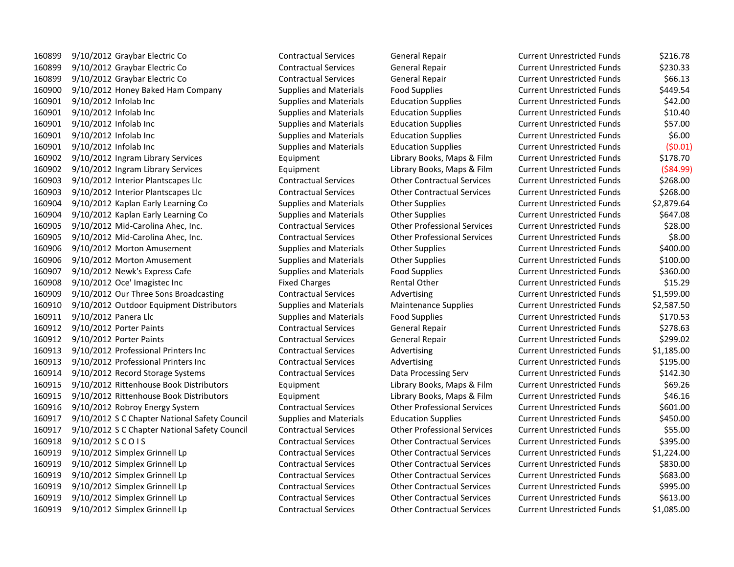| | | | | | | | |
|---|---|---|---|---|---|---|---|
| 160899 | 9/10/2012 | Graybar Electric Co | Contractual Services | General Repair | Current Unrestricted Funds | $216.78 |
| 160899 | 9/10/2012 | Graybar Electric Co | Contractual Services | General Repair | Current Unrestricted Funds | $230.33 |
| 160899 | 9/10/2012 | Graybar Electric Co | Contractual Services | General Repair | Current Unrestricted Funds | $66.13 |
| 160900 | 9/10/2012 | Honey Baked Ham Company | Supplies and Materials | Food Supplies | Current Unrestricted Funds | $449.54 |
| 160901 | 9/10/2012 | Infolab Inc | Supplies and Materials | Education Supplies | Current Unrestricted Funds | $42.00 |
| 160901 | 9/10/2012 | Infolab Inc | Supplies and Materials | Education Supplies | Current Unrestricted Funds | $10.40 |
| 160901 | 9/10/2012 | Infolab Inc | Supplies and Materials | Education Supplies | Current Unrestricted Funds | $57.00 |
| 160901 | 9/10/2012 | Infolab Inc | Supplies and Materials | Education Supplies | Current Unrestricted Funds | $6.00 |
| 160901 | 9/10/2012 | Infolab Inc | Supplies and Materials | Education Supplies | Current Unrestricted Funds | ($0.01) |
| 160902 | 9/10/2012 | Ingram Library Services | Equipment | Library Books, Maps & Film | Current Unrestricted Funds | $178.70 |
| 160902 | 9/10/2012 | Ingram Library Services | Equipment | Library Books, Maps & Film | Current Unrestricted Funds | ($84.99) |
| 160903 | 9/10/2012 | Interior Plantscapes Llc | Contractual Services | Other Contractual Services | Current Unrestricted Funds | $268.00 |
| 160903 | 9/10/2012 | Interior Plantscapes Llc | Contractual Services | Other Contractual Services | Current Unrestricted Funds | $268.00 |
| 160904 | 9/10/2012 | Kaplan Early Learning Co | Supplies and Materials | Other Supplies | Current Unrestricted Funds | $2,879.64 |
| 160904 | 9/10/2012 | Kaplan Early Learning Co | Supplies and Materials | Other Supplies | Current Unrestricted Funds | $647.08 |
| 160905 | 9/10/2012 | Mid-Carolina Ahec, Inc. | Contractual Services | Other Professional Services | Current Unrestricted Funds | $28.00 |
| 160905 | 9/10/2012 | Mid-Carolina Ahec, Inc. | Contractual Services | Other Professional Services | Current Unrestricted Funds | $8.00 |
| 160906 | 9/10/2012 | Morton Amusement | Supplies and Materials | Other Supplies | Current Unrestricted Funds | $400.00 |
| 160906 | 9/10/2012 | Morton Amusement | Supplies and Materials | Other Supplies | Current Unrestricted Funds | $100.00 |
| 160907 | 9/10/2012 | Newk's Express Cafe | Supplies and Materials | Food Supplies | Current Unrestricted Funds | $360.00 |
| 160908 | 9/10/2012 | Oce' Imagistec Inc | Fixed Charges | Rental Other | Current Unrestricted Funds | $15.29 |
| 160909 | 9/10/2012 | Our Three Sons Broadcasting | Contractual Services | Advertising | Current Unrestricted Funds | $1,599.00 |
| 160910 | 9/10/2012 | Outdoor Equipment Distributors | Supplies and Materials | Maintenance Supplies | Current Unrestricted Funds | $2,587.50 |
| 160911 | 9/10/2012 | Panera Llc | Supplies and Materials | Food Supplies | Current Unrestricted Funds | $170.53 |
| 160912 | 9/10/2012 | Porter Paints | Contractual Services | General Repair | Current Unrestricted Funds | $278.63 |
| 160912 | 9/10/2012 | Porter Paints | Contractual Services | General Repair | Current Unrestricted Funds | $299.02 |
| 160913 | 9/10/2012 | Professional Printers Inc | Contractual Services | Advertising | Current Unrestricted Funds | $1,185.00 |
| 160913 | 9/10/2012 | Professional Printers Inc | Contractual Services | Advertising | Current Unrestricted Funds | $195.00 |
| 160914 | 9/10/2012 | Record Storage Systems | Contractual Services | Data Processing Serv | Current Unrestricted Funds | $142.30 |
| 160915 | 9/10/2012 | Rittenhouse Book Distributors | Equipment | Library Books, Maps & Film | Current Unrestricted Funds | $69.26 |
| 160915 | 9/10/2012 | Rittenhouse Book Distributors | Equipment | Library Books, Maps & Film | Current Unrestricted Funds | $46.16 |
| 160916 | 9/10/2012 | Robroy Energy System | Contractual Services | Other Professional Services | Current Unrestricted Funds | $601.00 |
| 160917 | 9/10/2012 | S C Chapter National Safety Council | Supplies and Materials | Education Supplies | Current Unrestricted Funds | $450.00 |
| 160917 | 9/10/2012 | S C Chapter National Safety Council | Contractual Services | Other Professional Services | Current Unrestricted Funds | $55.00 |
| 160918 | 9/10/2012 | S C O I S | Contractual Services | Other Contractual Services | Current Unrestricted Funds | $395.00 |
| 160919 | 9/10/2012 | Simplex Grinnell Lp | Contractual Services | Other Contractual Services | Current Unrestricted Funds | $1,224.00 |
| 160919 | 9/10/2012 | Simplex Grinnell Lp | Contractual Services | Other Contractual Services | Current Unrestricted Funds | $830.00 |
| 160919 | 9/10/2012 | Simplex Grinnell Lp | Contractual Services | Other Contractual Services | Current Unrestricted Funds | $683.00 |
| 160919 | 9/10/2012 | Simplex Grinnell Lp | Contractual Services | Other Contractual Services | Current Unrestricted Funds | $995.00 |
| 160919 | 9/10/2012 | Simplex Grinnell Lp | Contractual Services | Other Contractual Services | Current Unrestricted Funds | $613.00 |
| 160919 | 9/10/2012 | Simplex Grinnell Lp | Contractual Services | Other Contractual Services | Current Unrestricted Funds | $1,085.00 |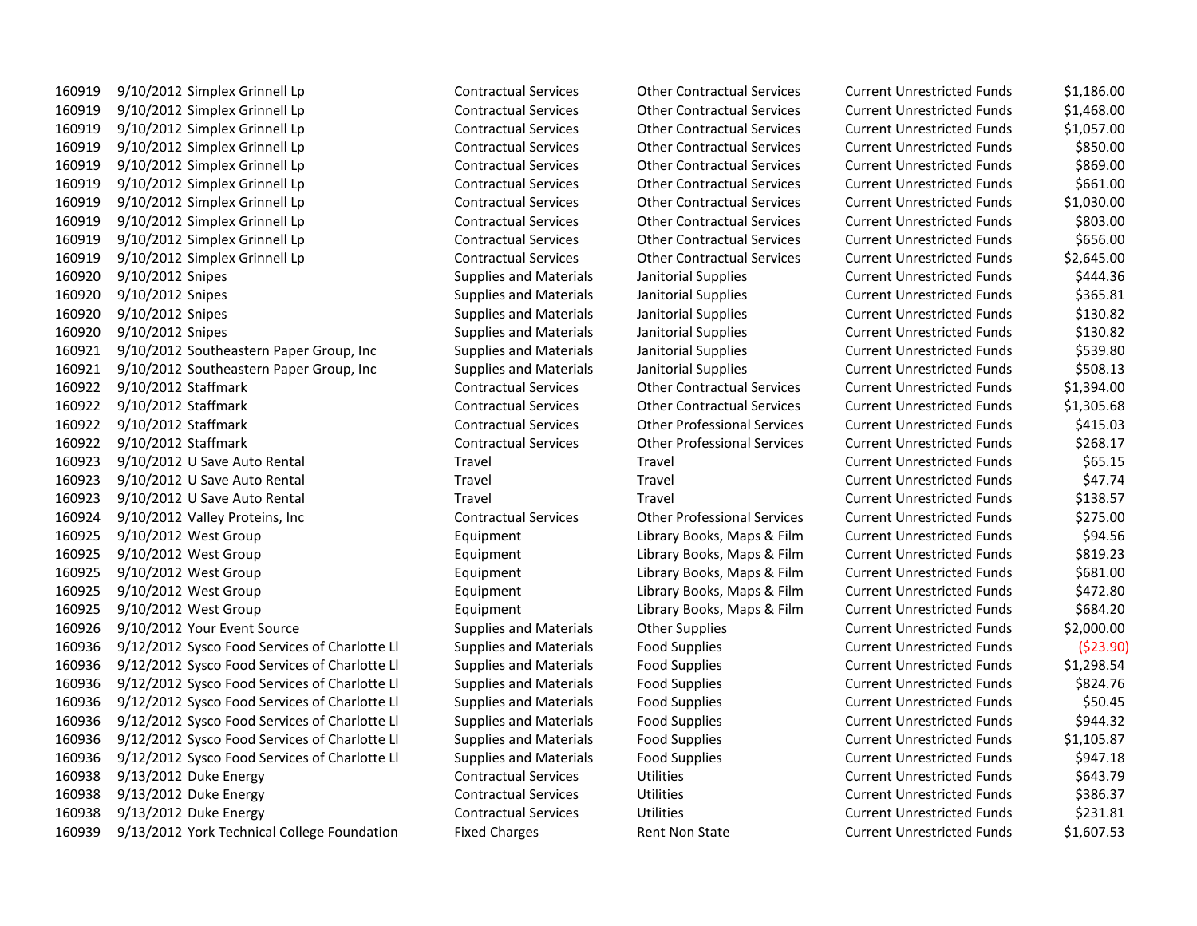| | | | | | | |
|---|---|---|---|---|---|---|
| 160919 | 9/10/2012 | Simplex Grinnell Lp | Contractual Services | Other Contractual Services | Current Unrestricted Funds | $1,186.00 |
| 160919 | 9/10/2012 | Simplex Grinnell Lp | Contractual Services | Other Contractual Services | Current Unrestricted Funds | $1,468.00 |
| 160919 | 9/10/2012 | Simplex Grinnell Lp | Contractual Services | Other Contractual Services | Current Unrestricted Funds | $1,057.00 |
| 160919 | 9/10/2012 | Simplex Grinnell Lp | Contractual Services | Other Contractual Services | Current Unrestricted Funds | $850.00 |
| 160919 | 9/10/2012 | Simplex Grinnell Lp | Contractual Services | Other Contractual Services | Current Unrestricted Funds | $869.00 |
| 160919 | 9/10/2012 | Simplex Grinnell Lp | Contractual Services | Other Contractual Services | Current Unrestricted Funds | $661.00 |
| 160919 | 9/10/2012 | Simplex Grinnell Lp | Contractual Services | Other Contractual Services | Current Unrestricted Funds | $1,030.00 |
| 160919 | 9/10/2012 | Simplex Grinnell Lp | Contractual Services | Other Contractual Services | Current Unrestricted Funds | $803.00 |
| 160919 | 9/10/2012 | Simplex Grinnell Lp | Contractual Services | Other Contractual Services | Current Unrestricted Funds | $656.00 |
| 160919 | 9/10/2012 | Simplex Grinnell Lp | Contractual Services | Other Contractual Services | Current Unrestricted Funds | $2,645.00 |
| 160920 | 9/10/2012 | Snipes | Supplies and Materials | Janitorial Supplies | Current Unrestricted Funds | $444.36 |
| 160920 | 9/10/2012 | Snipes | Supplies and Materials | Janitorial Supplies | Current Unrestricted Funds | $365.81 |
| 160920 | 9/10/2012 | Snipes | Supplies and Materials | Janitorial Supplies | Current Unrestricted Funds | $130.82 |
| 160920 | 9/10/2012 | Snipes | Supplies and Materials | Janitorial Supplies | Current Unrestricted Funds | $130.82 |
| 160921 | 9/10/2012 | Southeastern Paper Group, Inc | Supplies and Materials | Janitorial Supplies | Current Unrestricted Funds | $539.80 |
| 160921 | 9/10/2012 | Southeastern Paper Group, Inc | Supplies and Materials | Janitorial Supplies | Current Unrestricted Funds | $508.13 |
| 160922 | 9/10/2012 | Staffmark | Contractual Services | Other Contractual Services | Current Unrestricted Funds | $1,394.00 |
| 160922 | 9/10/2012 | Staffmark | Contractual Services | Other Contractual Services | Current Unrestricted Funds | $1,305.68 |
| 160922 | 9/10/2012 | Staffmark | Contractual Services | Other Professional Services | Current Unrestricted Funds | $415.03 |
| 160922 | 9/10/2012 | Staffmark | Contractual Services | Other Professional Services | Current Unrestricted Funds | $268.17 |
| 160923 | 9/10/2012 | U Save Auto Rental | Travel | Travel | Current Unrestricted Funds | $65.15 |
| 160923 | 9/10/2012 | U Save Auto Rental | Travel | Travel | Current Unrestricted Funds | $47.74 |
| 160923 | 9/10/2012 | U Save Auto Rental | Travel | Travel | Current Unrestricted Funds | $138.57 |
| 160924 | 9/10/2012 | Valley Proteins, Inc | Contractual Services | Other Professional Services | Current Unrestricted Funds | $275.00 |
| 160925 | 9/10/2012 | West Group | Equipment | Library Books, Maps & Film | Current Unrestricted Funds | $94.56 |
| 160925 | 9/10/2012 | West Group | Equipment | Library Books, Maps & Film | Current Unrestricted Funds | $819.23 |
| 160925 | 9/10/2012 | West Group | Equipment | Library Books, Maps & Film | Current Unrestricted Funds | $681.00 |
| 160925 | 9/10/2012 | West Group | Equipment | Library Books, Maps & Film | Current Unrestricted Funds | $472.80 |
| 160925 | 9/10/2012 | West Group | Equipment | Library Books, Maps & Film | Current Unrestricted Funds | $684.20 |
| 160926 | 9/10/2012 | Your Event Source | Supplies and Materials | Other Supplies | Current Unrestricted Funds | $2,000.00 |
| 160936 | 9/12/2012 | Sysco Food Services of Charlotte Ll | Supplies and Materials | Food Supplies | Current Unrestricted Funds | ($23.90) |
| 160936 | 9/12/2012 | Sysco Food Services of Charlotte Ll | Supplies and Materials | Food Supplies | Current Unrestricted Funds | $1,298.54 |
| 160936 | 9/12/2012 | Sysco Food Services of Charlotte Ll | Supplies and Materials | Food Supplies | Current Unrestricted Funds | $824.76 |
| 160936 | 9/12/2012 | Sysco Food Services of Charlotte Ll | Supplies and Materials | Food Supplies | Current Unrestricted Funds | $50.45 |
| 160936 | 9/12/2012 | Sysco Food Services of Charlotte Ll | Supplies and Materials | Food Supplies | Current Unrestricted Funds | $944.32 |
| 160936 | 9/12/2012 | Sysco Food Services of Charlotte Ll | Supplies and Materials | Food Supplies | Current Unrestricted Funds | $1,105.87 |
| 160936 | 9/12/2012 | Sysco Food Services of Charlotte Ll | Supplies and Materials | Food Supplies | Current Unrestricted Funds | $947.18 |
| 160938 | 9/13/2012 | Duke Energy | Contractual Services | Utilities | Current Unrestricted Funds | $643.79 |
| 160938 | 9/13/2012 | Duke Energy | Contractual Services | Utilities | Current Unrestricted Funds | $386.37 |
| 160938 | 9/13/2012 | Duke Energy | Contractual Services | Utilities | Current Unrestricted Funds | $231.81 |
| 160939 | 9/13/2012 | York Technical College Foundation | Fixed Charges | Rent Non State | Current Unrestricted Funds | $1,607.53 |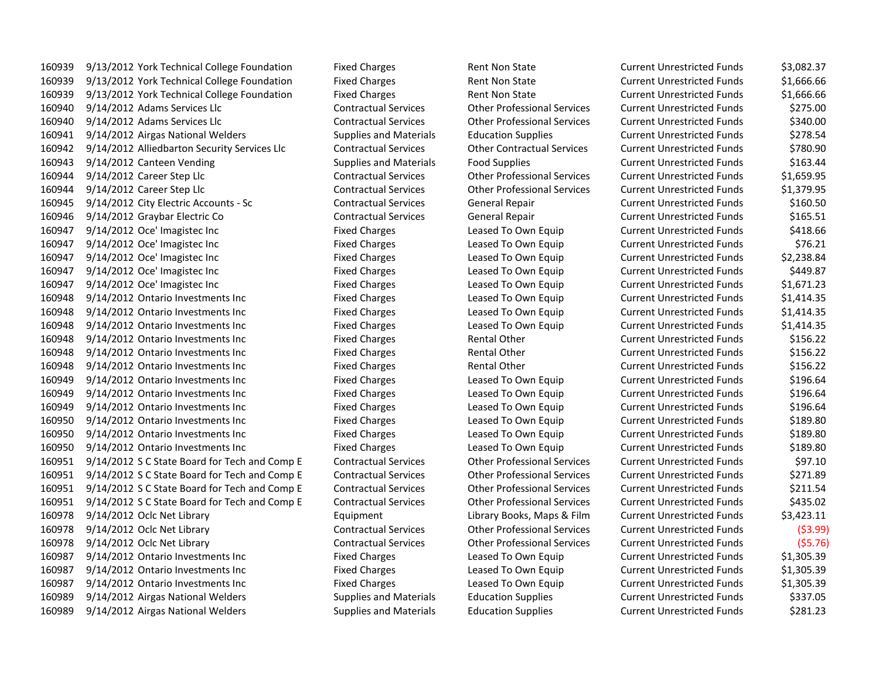| | | | | | | |
|---|---|---|---|---|---|---|
| 160939 | 9/13/2012 | York Technical College Foundation | Fixed Charges | Rent Non State | Current Unrestricted Funds | $3,082.37 |
| 160939 | 9/13/2012 | York Technical College Foundation | Fixed Charges | Rent Non State | Current Unrestricted Funds | $1,666.66 |
| 160939 | 9/13/2012 | York Technical College Foundation | Fixed Charges | Rent Non State | Current Unrestricted Funds | $1,666.66 |
| 160940 | 9/14/2012 | Adams Services Llc | Contractual Services | Other Professional Services | Current Unrestricted Funds | $275.00 |
| 160940 | 9/14/2012 | Adams Services Llc | Contractual Services | Other Professional Services | Current Unrestricted Funds | $340.00 |
| 160941 | 9/14/2012 | Airgas National Welders | Supplies and Materials | Education Supplies | Current Unrestricted Funds | $278.54 |
| 160942 | 9/14/2012 | Alliedbarton Security Services Llc | Contractual Services | Other Contractual Services | Current Unrestricted Funds | $780.90 |
| 160943 | 9/14/2012 | Canteen Vending | Supplies and Materials | Food Supplies | Current Unrestricted Funds | $163.44 |
| 160944 | 9/14/2012 | Career Step Llc | Contractual Services | Other Professional Services | Current Unrestricted Funds | $1,659.95 |
| 160944 | 9/14/2012 | Career Step Llc | Contractual Services | Other Professional Services | Current Unrestricted Funds | $1,379.95 |
| 160945 | 9/14/2012 | City Electric Accounts - Sc | Contractual Services | General Repair | Current Unrestricted Funds | $160.50 |
| 160946 | 9/14/2012 | Graybar Electric Co | Contractual Services | General Repair | Current Unrestricted Funds | $165.51 |
| 160947 | 9/14/2012 | Oce' Imagistec Inc | Fixed Charges | Leased To Own Equip | Current Unrestricted Funds | $418.66 |
| 160947 | 9/14/2012 | Oce' Imagistec Inc | Fixed Charges | Leased To Own Equip | Current Unrestricted Funds | $76.21 |
| 160947 | 9/14/2012 | Oce' Imagistec Inc | Fixed Charges | Leased To Own Equip | Current Unrestricted Funds | $2,238.84 |
| 160947 | 9/14/2012 | Oce' Imagistec Inc | Fixed Charges | Leased To Own Equip | Current Unrestricted Funds | $449.87 |
| 160947 | 9/14/2012 | Oce' Imagistec Inc | Fixed Charges | Leased To Own Equip | Current Unrestricted Funds | $1,671.23 |
| 160948 | 9/14/2012 | Ontario Investments Inc | Fixed Charges | Leased To Own Equip | Current Unrestricted Funds | $1,414.35 |
| 160948 | 9/14/2012 | Ontario Investments Inc | Fixed Charges | Leased To Own Equip | Current Unrestricted Funds | $1,414.35 |
| 160948 | 9/14/2012 | Ontario Investments Inc | Fixed Charges | Leased To Own Equip | Current Unrestricted Funds | $1,414.35 |
| 160948 | 9/14/2012 | Ontario Investments Inc | Fixed Charges | Rental Other | Current Unrestricted Funds | $156.22 |
| 160948 | 9/14/2012 | Ontario Investments Inc | Fixed Charges | Rental Other | Current Unrestricted Funds | $156.22 |
| 160948 | 9/14/2012 | Ontario Investments Inc | Fixed Charges | Rental Other | Current Unrestricted Funds | $156.22 |
| 160949 | 9/14/2012 | Ontario Investments Inc | Fixed Charges | Leased To Own Equip | Current Unrestricted Funds | $196.64 |
| 160949 | 9/14/2012 | Ontario Investments Inc | Fixed Charges | Leased To Own Equip | Current Unrestricted Funds | $196.64 |
| 160949 | 9/14/2012 | Ontario Investments Inc | Fixed Charges | Leased To Own Equip | Current Unrestricted Funds | $196.64 |
| 160950 | 9/14/2012 | Ontario Investments Inc | Fixed Charges | Leased To Own Equip | Current Unrestricted Funds | $189.80 |
| 160950 | 9/14/2012 | Ontario Investments Inc | Fixed Charges | Leased To Own Equip | Current Unrestricted Funds | $189.80 |
| 160950 | 9/14/2012 | Ontario Investments Inc | Fixed Charges | Leased To Own Equip | Current Unrestricted Funds | $189.80 |
| 160951 | 9/14/2012 | S C State Board for Tech and Comp E | Contractual Services | Other Professional Services | Current Unrestricted Funds | $97.10 |
| 160951 | 9/14/2012 | S C State Board for Tech and Comp E | Contractual Services | Other Professional Services | Current Unrestricted Funds | $271.89 |
| 160951 | 9/14/2012 | S C State Board for Tech and Comp E | Contractual Services | Other Professional Services | Current Unrestricted Funds | $211.54 |
| 160951 | 9/14/2012 | S C State Board for Tech and Comp E | Contractual Services | Other Professional Services | Current Unrestricted Funds | $435.02 |
| 160978 | 9/14/2012 | Oclc Net Library | Equipment | Library Books, Maps & Film | Current Unrestricted Funds | $3,423.11 |
| 160978 | 9/14/2012 | Oclc Net Library | Contractual Services | Other Professional Services | Current Unrestricted Funds | ($3.99) |
| 160978 | 9/14/2012 | Oclc Net Library | Contractual Services | Other Professional Services | Current Unrestricted Funds | ($5.76) |
| 160987 | 9/14/2012 | Ontario Investments Inc | Fixed Charges | Leased To Own Equip | Current Unrestricted Funds | $1,305.39 |
| 160987 | 9/14/2012 | Ontario Investments Inc | Fixed Charges | Leased To Own Equip | Current Unrestricted Funds | $1,305.39 |
| 160987 | 9/14/2012 | Ontario Investments Inc | Fixed Charges | Leased To Own Equip | Current Unrestricted Funds | $1,305.39 |
| 160989 | 9/14/2012 | Airgas National Welders | Supplies and Materials | Education Supplies | Current Unrestricted Funds | $337.05 |
| 160989 | 9/14/2012 | Airgas National Welders | Supplies and Materials | Education Supplies | Current Unrestricted Funds | $281.23 |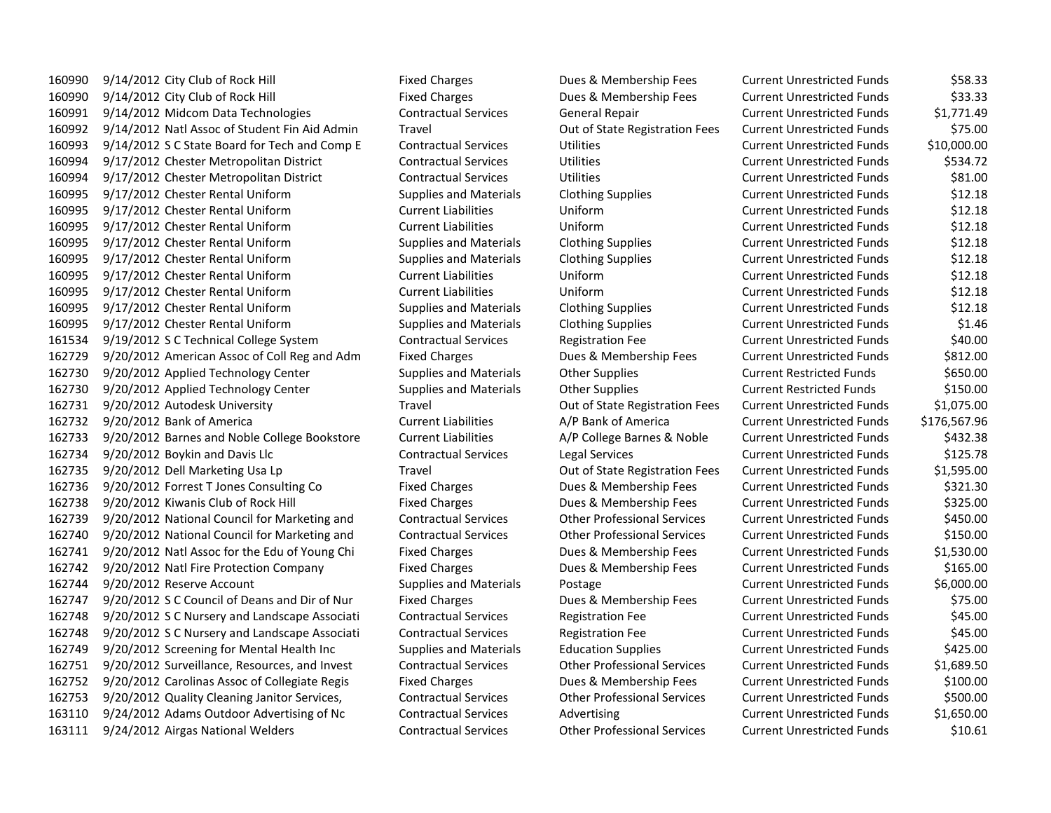| | | | | | | |
|---|---|---|---|---|---|---|
| 160990 | 9/14/2012 | City Club of Rock Hill | Fixed Charges | Dues & Membership Fees | Current Unrestricted Funds | $58.33 |
| 160990 | 9/14/2012 | City Club of Rock Hill | Fixed Charges | Dues & Membership Fees | Current Unrestricted Funds | $33.33 |
| 160991 | 9/14/2012 | Midcom Data Technologies | Contractual Services | General Repair | Current Unrestricted Funds | $1,771.49 |
| 160992 | 9/14/2012 | Natl Assoc of Student Fin Aid Admin | Travel | Out of State Registration Fees | Current Unrestricted Funds | $75.00 |
| 160993 | 9/14/2012 | S C State Board for Tech and Comp E | Contractual Services | Utilities | Current Unrestricted Funds | $10,000.00 |
| 160994 | 9/17/2012 | Chester Metropolitan District | Contractual Services | Utilities | Current Unrestricted Funds | $534.72 |
| 160994 | 9/17/2012 | Chester Metropolitan District | Contractual Services | Utilities | Current Unrestricted Funds | $81.00 |
| 160995 | 9/17/2012 | Chester Rental Uniform | Supplies and Materials | Clothing Supplies | Current Unrestricted Funds | $12.18 |
| 160995 | 9/17/2012 | Chester Rental Uniform | Current Liabilities | Uniform | Current Unrestricted Funds | $12.18 |
| 160995 | 9/17/2012 | Chester Rental Uniform | Current Liabilities | Uniform | Current Unrestricted Funds | $12.18 |
| 160995 | 9/17/2012 | Chester Rental Uniform | Supplies and Materials | Clothing Supplies | Current Unrestricted Funds | $12.18 |
| 160995 | 9/17/2012 | Chester Rental Uniform | Supplies and Materials | Clothing Supplies | Current Unrestricted Funds | $12.18 |
| 160995 | 9/17/2012 | Chester Rental Uniform | Current Liabilities | Uniform | Current Unrestricted Funds | $12.18 |
| 160995 | 9/17/2012 | Chester Rental Uniform | Current Liabilities | Uniform | Current Unrestricted Funds | $12.18 |
| 160995 | 9/17/2012 | Chester Rental Uniform | Supplies and Materials | Clothing Supplies | Current Unrestricted Funds | $12.18 |
| 160995 | 9/17/2012 | Chester Rental Uniform | Supplies and Materials | Clothing Supplies | Current Unrestricted Funds | $1.46 |
| 161534 | 9/19/2012 | S C Technical College System | Contractual Services | Registration Fee | Current Unrestricted Funds | $40.00 |
| 162729 | 9/20/2012 | American Assoc of Coll Reg and Adm | Fixed Charges | Dues & Membership Fees | Current Unrestricted Funds | $812.00 |
| 162730 | 9/20/2012 | Applied Technology Center | Supplies and Materials | Other Supplies | Current Restricted Funds | $650.00 |
| 162730 | 9/20/2012 | Applied Technology Center | Supplies and Materials | Other Supplies | Current Restricted Funds | $150.00 |
| 162731 | 9/20/2012 | Autodesk University | Travel | Out of State Registration Fees | Current Unrestricted Funds | $1,075.00 |
| 162732 | 9/20/2012 | Bank of America | Current Liabilities | A/P Bank of America | Current Unrestricted Funds | $176,567.96 |
| 162733 | 9/20/2012 | Barnes and Noble College Bookstore | Current Liabilities | A/P College Barnes & Noble | Current Unrestricted Funds | $432.38 |
| 162734 | 9/20/2012 | Boykin and Davis Llc | Contractual Services | Legal Services | Current Unrestricted Funds | $125.78 |
| 162735 | 9/20/2012 | Dell Marketing Usa Lp | Travel | Out of State Registration Fees | Current Unrestricted Funds | $1,595.00 |
| 162736 | 9/20/2012 | Forrest T Jones Consulting Co | Fixed Charges | Dues & Membership Fees | Current Unrestricted Funds | $321.30 |
| 162738 | 9/20/2012 | Kiwanis Club of Rock Hill | Fixed Charges | Dues & Membership Fees | Current Unrestricted Funds | $325.00 |
| 162739 | 9/20/2012 | National Council for Marketing and | Contractual Services | Other Professional Services | Current Unrestricted Funds | $450.00 |
| 162740 | 9/20/2012 | National Council for Marketing and | Contractual Services | Other Professional Services | Current Unrestricted Funds | $150.00 |
| 162741 | 9/20/2012 | Natl Assoc for the Edu of Young Chi | Fixed Charges | Dues & Membership Fees | Current Unrestricted Funds | $1,530.00 |
| 162742 | 9/20/2012 | Natl Fire Protection Company | Fixed Charges | Dues & Membership Fees | Current Unrestricted Funds | $165.00 |
| 162744 | 9/20/2012 | Reserve Account | Supplies and Materials | Postage | Current Unrestricted Funds | $6,000.00 |
| 162747 | 9/20/2012 | S C Council of Deans and Dir of Nur | Fixed Charges | Dues & Membership Fees | Current Unrestricted Funds | $75.00 |
| 162748 | 9/20/2012 | S C Nursery and Landscape Associati | Contractual Services | Registration Fee | Current Unrestricted Funds | $45.00 |
| 162748 | 9/20/2012 | S C Nursery and Landscape Associati | Contractual Services | Registration Fee | Current Unrestricted Funds | $45.00 |
| 162749 | 9/20/2012 | Screening for Mental Health Inc | Supplies and Materials | Education Supplies | Current Unrestricted Funds | $425.00 |
| 162751 | 9/20/2012 | Surveillance, Resources, and Invest | Contractual Services | Other Professional Services | Current Unrestricted Funds | $1,689.50 |
| 162752 | 9/20/2012 | Carolinas Assoc of Collegiate Regis | Fixed Charges | Dues & Membership Fees | Current Unrestricted Funds | $100.00 |
| 162753 | 9/20/2012 | Quality Cleaning Janitor Services, | Contractual Services | Other Professional Services | Current Unrestricted Funds | $500.00 |
| 163110 | 9/24/2012 | Adams Outdoor Advertising of Nc | Contractual Services | Advertising | Current Unrestricted Funds | $1,650.00 |
| 163111 | 9/24/2012 | Airgas National Welders | Contractual Services | Other Professional Services | Current Unrestricted Funds | $10.61 |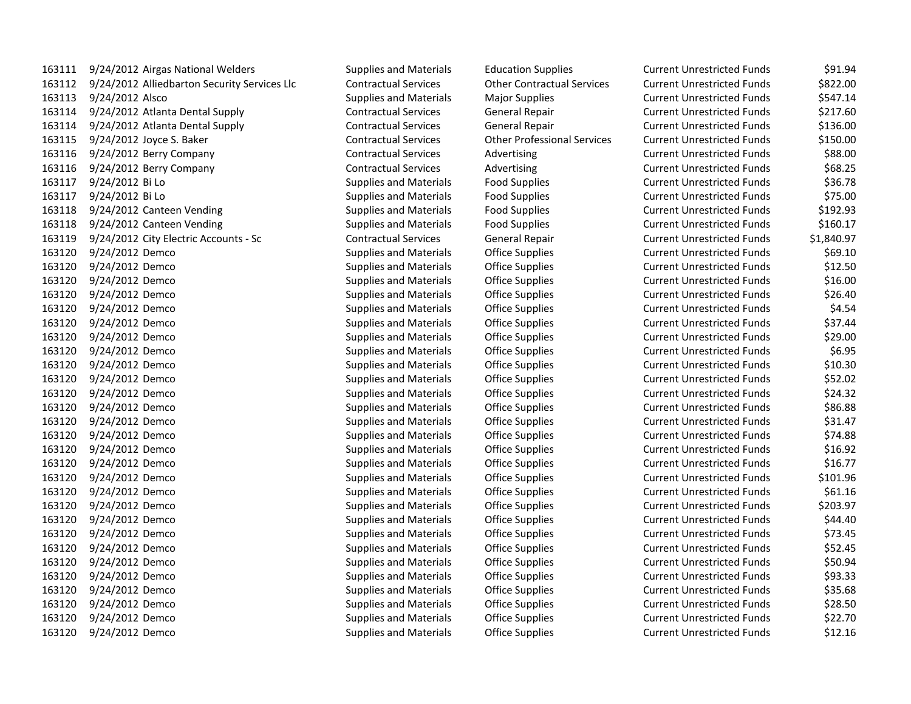| | | | | | | |
|---|---|---|---|---|---|---|
| 163111 | 9/24/2012 | Airgas National Welders | Supplies and Materials | Education Supplies | Current Unrestricted Funds | $91.94 |
| 163112 | 9/24/2012 | Alliedbarton Security Services Llc | Contractual Services | Other Contractual Services | Current Unrestricted Funds | $822.00 |
| 163113 | 9/24/2012 | Alsco | Supplies and Materials | Major Supplies | Current Unrestricted Funds | $547.14 |
| 163114 | 9/24/2012 | Atlanta Dental Supply | Contractual Services | General Repair | Current Unrestricted Funds | $217.60 |
| 163114 | 9/24/2012 | Atlanta Dental Supply | Contractual Services | General Repair | Current Unrestricted Funds | $136.00 |
| 163115 | 9/24/2012 | Joyce S. Baker | Contractual Services | Other Professional Services | Current Unrestricted Funds | $150.00 |
| 163116 | 9/24/2012 | Berry Company | Contractual Services | Advertising | Current Unrestricted Funds | $88.00 |
| 163116 | 9/24/2012 | Berry Company | Contractual Services | Advertising | Current Unrestricted Funds | $68.25 |
| 163117 | 9/24/2012 | Bi Lo | Supplies and Materials | Food Supplies | Current Unrestricted Funds | $36.78 |
| 163117 | 9/24/2012 | Bi Lo | Supplies and Materials | Food Supplies | Current Unrestricted Funds | $75.00 |
| 163118 | 9/24/2012 | Canteen Vending | Supplies and Materials | Food Supplies | Current Unrestricted Funds | $192.93 |
| 163118 | 9/24/2012 | Canteen Vending | Supplies and Materials | Food Supplies | Current Unrestricted Funds | $160.17 |
| 163119 | 9/24/2012 | City Electric Accounts - Sc | Contractual Services | General Repair | Current Unrestricted Funds | $1,840.97 |
| 163120 | 9/24/2012 | Demco | Supplies and Materials | Office Supplies | Current Unrestricted Funds | $69.10 |
| 163120 | 9/24/2012 | Demco | Supplies and Materials | Office Supplies | Current Unrestricted Funds | $12.50 |
| 163120 | 9/24/2012 | Demco | Supplies and Materials | Office Supplies | Current Unrestricted Funds | $16.00 |
| 163120 | 9/24/2012 | Demco | Supplies and Materials | Office Supplies | Current Unrestricted Funds | $26.40 |
| 163120 | 9/24/2012 | Demco | Supplies and Materials | Office Supplies | Current Unrestricted Funds | $4.54 |
| 163120 | 9/24/2012 | Demco | Supplies and Materials | Office Supplies | Current Unrestricted Funds | $37.44 |
| 163120 | 9/24/2012 | Demco | Supplies and Materials | Office Supplies | Current Unrestricted Funds | $29.00 |
| 163120 | 9/24/2012 | Demco | Supplies and Materials | Office Supplies | Current Unrestricted Funds | $6.95 |
| 163120 | 9/24/2012 | Demco | Supplies and Materials | Office Supplies | Current Unrestricted Funds | $10.30 |
| 163120 | 9/24/2012 | Demco | Supplies and Materials | Office Supplies | Current Unrestricted Funds | $52.02 |
| 163120 | 9/24/2012 | Demco | Supplies and Materials | Office Supplies | Current Unrestricted Funds | $24.32 |
| 163120 | 9/24/2012 | Demco | Supplies and Materials | Office Supplies | Current Unrestricted Funds | $86.88 |
| 163120 | 9/24/2012 | Demco | Supplies and Materials | Office Supplies | Current Unrestricted Funds | $31.47 |
| 163120 | 9/24/2012 | Demco | Supplies and Materials | Office Supplies | Current Unrestricted Funds | $74.88 |
| 163120 | 9/24/2012 | Demco | Supplies and Materials | Office Supplies | Current Unrestricted Funds | $16.92 |
| 163120 | 9/24/2012 | Demco | Supplies and Materials | Office Supplies | Current Unrestricted Funds | $16.77 |
| 163120 | 9/24/2012 | Demco | Supplies and Materials | Office Supplies | Current Unrestricted Funds | $101.96 |
| 163120 | 9/24/2012 | Demco | Supplies and Materials | Office Supplies | Current Unrestricted Funds | $61.16 |
| 163120 | 9/24/2012 | Demco | Supplies and Materials | Office Supplies | Current Unrestricted Funds | $203.97 |
| 163120 | 9/24/2012 | Demco | Supplies and Materials | Office Supplies | Current Unrestricted Funds | $44.40 |
| 163120 | 9/24/2012 | Demco | Supplies and Materials | Office Supplies | Current Unrestricted Funds | $73.45 |
| 163120 | 9/24/2012 | Demco | Supplies and Materials | Office Supplies | Current Unrestricted Funds | $52.45 |
| 163120 | 9/24/2012 | Demco | Supplies and Materials | Office Supplies | Current Unrestricted Funds | $50.94 |
| 163120 | 9/24/2012 | Demco | Supplies and Materials | Office Supplies | Current Unrestricted Funds | $93.33 |
| 163120 | 9/24/2012 | Demco | Supplies and Materials | Office Supplies | Current Unrestricted Funds | $35.68 |
| 163120 | 9/24/2012 | Demco | Supplies and Materials | Office Supplies | Current Unrestricted Funds | $28.50 |
| 163120 | 9/24/2012 | Demco | Supplies and Materials | Office Supplies | Current Unrestricted Funds | $22.70 |
| 163120 | 9/24/2012 | Demco | Supplies and Materials | Office Supplies | Current Unrestricted Funds | $12.16 |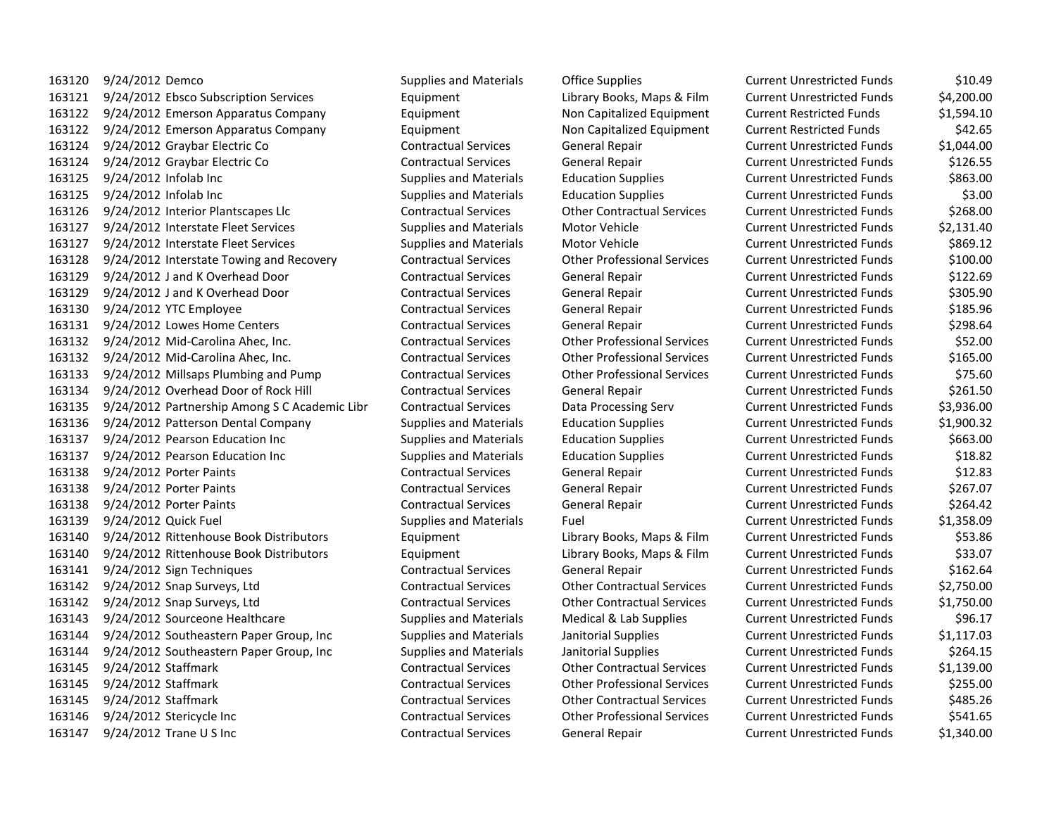| | | | | | | | |
|---|---|---|---|---|---|---|---|
| 163120 | 9/24/2012 | Demco | Supplies and Materials | Office Supplies | Current Unrestricted Funds | $10.49 |
| 163121 | 9/24/2012 | Ebsco Subscription Services | Equipment | Library Books, Maps & Film | Current Unrestricted Funds | $4,200.00 |
| 163122 | 9/24/2012 | Emerson Apparatus Company | Equipment | Non Capitalized Equipment | Current Restricted Funds | $1,594.10 |
| 163122 | 9/24/2012 | Emerson Apparatus Company | Equipment | Non Capitalized Equipment | Current Restricted Funds | $42.65 |
| 163124 | 9/24/2012 | Graybar Electric Co | Contractual Services | General Repair | Current Unrestricted Funds | $1,044.00 |
| 163124 | 9/24/2012 | Graybar Electric Co | Contractual Services | General Repair | Current Unrestricted Funds | $126.55 |
| 163125 | 9/24/2012 | Infolab Inc | Supplies and Materials | Education Supplies | Current Unrestricted Funds | $863.00 |
| 163125 | 9/24/2012 | Infolab Inc | Supplies and Materials | Education Supplies | Current Unrestricted Funds | $3.00 |
| 163126 | 9/24/2012 | Interior Plantscapes Llc | Contractual Services | Other Contractual Services | Current Unrestricted Funds | $268.00 |
| 163127 | 9/24/2012 | Interstate Fleet Services | Supplies and Materials | Motor Vehicle | Current Unrestricted Funds | $2,131.40 |
| 163127 | 9/24/2012 | Interstate Fleet Services | Supplies and Materials | Motor Vehicle | Current Unrestricted Funds | $869.12 |
| 163128 | 9/24/2012 | Interstate Towing and Recovery | Contractual Services | Other Professional Services | Current Unrestricted Funds | $100.00 |
| 163129 | 9/24/2012 | J and K Overhead Door | Contractual Services | General Repair | Current Unrestricted Funds | $122.69 |
| 163129 | 9/24/2012 | J and K Overhead Door | Contractual Services | General Repair | Current Unrestricted Funds | $305.90 |
| 163130 | 9/24/2012 | YTC Employee | Contractual Services | General Repair | Current Unrestricted Funds | $185.96 |
| 163131 | 9/24/2012 | Lowes Home Centers | Contractual Services | General Repair | Current Unrestricted Funds | $298.64 |
| 163132 | 9/24/2012 | Mid-Carolina Ahec, Inc. | Contractual Services | Other Professional Services | Current Unrestricted Funds | $52.00 |
| 163132 | 9/24/2012 | Mid-Carolina Ahec, Inc. | Contractual Services | Other Professional Services | Current Unrestricted Funds | $165.00 |
| 163133 | 9/24/2012 | Millsaps Plumbing and Pump | Contractual Services | Other Professional Services | Current Unrestricted Funds | $75.60 |
| 163134 | 9/24/2012 | Overhead Door of Rock Hill | Contractual Services | General Repair | Current Unrestricted Funds | $261.50 |
| 163135 | 9/24/2012 | Partnership Among S C Academic Libr | Contractual Services | Data Processing Serv | Current Unrestricted Funds | $3,936.00 |
| 163136 | 9/24/2012 | Patterson Dental Company | Supplies and Materials | Education Supplies | Current Unrestricted Funds | $1,900.32 |
| 163137 | 9/24/2012 | Pearson Education Inc | Supplies and Materials | Education Supplies | Current Unrestricted Funds | $663.00 |
| 163137 | 9/24/2012 | Pearson Education Inc | Supplies and Materials | Education Supplies | Current Unrestricted Funds | $18.82 |
| 163138 | 9/24/2012 | Porter Paints | Contractual Services | General Repair | Current Unrestricted Funds | $12.83 |
| 163138 | 9/24/2012 | Porter Paints | Contractual Services | General Repair | Current Unrestricted Funds | $267.07 |
| 163138 | 9/24/2012 | Porter Paints | Contractual Services | General Repair | Current Unrestricted Funds | $264.42 |
| 163139 | 9/24/2012 | Quick Fuel | Supplies and Materials | Fuel | Current Unrestricted Funds | $1,358.09 |
| 163140 | 9/24/2012 | Rittenhouse Book Distributors | Equipment | Library Books, Maps & Film | Current Unrestricted Funds | $53.86 |
| 163140 | 9/24/2012 | Rittenhouse Book Distributors | Equipment | Library Books, Maps & Film | Current Unrestricted Funds | $33.07 |
| 163141 | 9/24/2012 | Sign Techniques | Contractual Services | General Repair | Current Unrestricted Funds | $162.64 |
| 163142 | 9/24/2012 | Snap Surveys, Ltd | Contractual Services | Other Contractual Services | Current Unrestricted Funds | $2,750.00 |
| 163142 | 9/24/2012 | Snap Surveys, Ltd | Contractual Services | Other Contractual Services | Current Unrestricted Funds | $1,750.00 |
| 163143 | 9/24/2012 | Sourceone Healthcare | Supplies and Materials | Medical & Lab Supplies | Current Unrestricted Funds | $96.17 |
| 163144 | 9/24/2012 | Southeastern Paper Group, Inc | Supplies and Materials | Janitorial Supplies | Current Unrestricted Funds | $1,117.03 |
| 163144 | 9/24/2012 | Southeastern Paper Group, Inc | Supplies and Materials | Janitorial Supplies | Current Unrestricted Funds | $264.15 |
| 163145 | 9/24/2012 | Staffmark | Contractual Services | Other Contractual Services | Current Unrestricted Funds | $1,139.00 |
| 163145 | 9/24/2012 | Staffmark | Contractual Services | Other Professional Services | Current Unrestricted Funds | $255.00 |
| 163145 | 9/24/2012 | Staffmark | Contractual Services | Other Contractual Services | Current Unrestricted Funds | $485.26 |
| 163146 | 9/24/2012 | Stericycle Inc | Contractual Services | Other Professional Services | Current Unrestricted Funds | $541.65 |
| 163147 | 9/24/2012 | Trane U S Inc | Contractual Services | General Repair | Current Unrestricted Funds | $1,340.00 |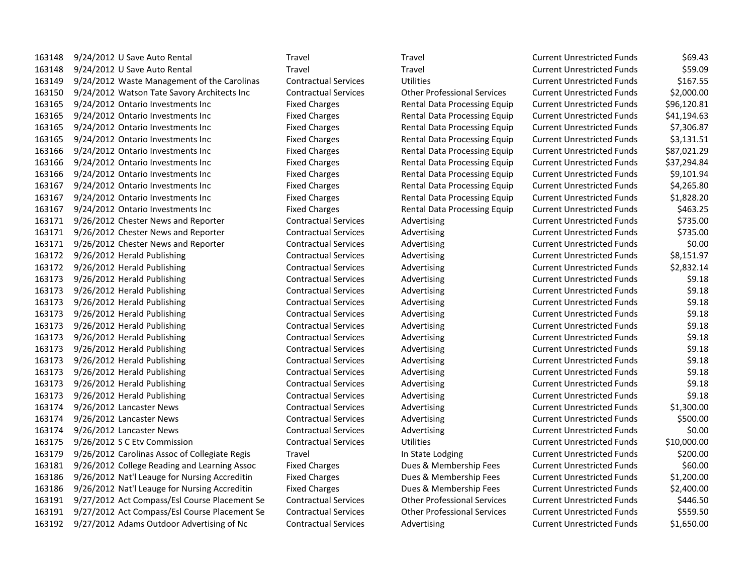| | | | | | | |
|---|---|---|---|---|---|---|
| 163148 | 9/24/2012 | U Save Auto Rental | Travel | Travel | Current Unrestricted Funds | $69.43 |
| 163148 | 9/24/2012 | U Save Auto Rental | Travel | Travel | Current Unrestricted Funds | $59.09 |
| 163149 | 9/24/2012 | Waste Management of the Carolinas | Contractual Services | Utilities | Current Unrestricted Funds | $167.55 |
| 163150 | 9/24/2012 | Watson Tate Savory Architects Inc | Contractual Services | Other Professional Services | Current Unrestricted Funds | $2,000.00 |
| 163165 | 9/24/2012 | Ontario Investments Inc | Fixed Charges | Rental Data Processing Equip | Current Unrestricted Funds | $96,120.81 |
| 163165 | 9/24/2012 | Ontario Investments Inc | Fixed Charges | Rental Data Processing Equip | Current Unrestricted Funds | $41,194.63 |
| 163165 | 9/24/2012 | Ontario Investments Inc | Fixed Charges | Rental Data Processing Equip | Current Unrestricted Funds | $7,306.87 |
| 163165 | 9/24/2012 | Ontario Investments Inc | Fixed Charges | Rental Data Processing Equip | Current Unrestricted Funds | $3,131.51 |
| 163166 | 9/24/2012 | Ontario Investments Inc | Fixed Charges | Rental Data Processing Equip | Current Unrestricted Funds | $87,021.29 |
| 163166 | 9/24/2012 | Ontario Investments Inc | Fixed Charges | Rental Data Processing Equip | Current Unrestricted Funds | $37,294.84 |
| 163166 | 9/24/2012 | Ontario Investments Inc | Fixed Charges | Rental Data Processing Equip | Current Unrestricted Funds | $9,101.94 |
| 163167 | 9/24/2012 | Ontario Investments Inc | Fixed Charges | Rental Data Processing Equip | Current Unrestricted Funds | $4,265.80 |
| 163167 | 9/24/2012 | Ontario Investments Inc | Fixed Charges | Rental Data Processing Equip | Current Unrestricted Funds | $1,828.20 |
| 163167 | 9/24/2012 | Ontario Investments Inc | Fixed Charges | Rental Data Processing Equip | Current Unrestricted Funds | $463.25 |
| 163171 | 9/26/2012 | Chester News and Reporter | Contractual Services | Advertising | Current Unrestricted Funds | $735.00 |
| 163171 | 9/26/2012 | Chester News and Reporter | Contractual Services | Advertising | Current Unrestricted Funds | $735.00 |
| 163171 | 9/26/2012 | Chester News and Reporter | Contractual Services | Advertising | Current Unrestricted Funds | $0.00 |
| 163172 | 9/26/2012 | Herald Publishing | Contractual Services | Advertising | Current Unrestricted Funds | $8,151.97 |
| 163172 | 9/26/2012 | Herald Publishing | Contractual Services | Advertising | Current Unrestricted Funds | $2,832.14 |
| 163173 | 9/26/2012 | Herald Publishing | Contractual Services | Advertising | Current Unrestricted Funds | $9.18 |
| 163173 | 9/26/2012 | Herald Publishing | Contractual Services | Advertising | Current Unrestricted Funds | $9.18 |
| 163173 | 9/26/2012 | Herald Publishing | Contractual Services | Advertising | Current Unrestricted Funds | $9.18 |
| 163173 | 9/26/2012 | Herald Publishing | Contractual Services | Advertising | Current Unrestricted Funds | $9.18 |
| 163173 | 9/26/2012 | Herald Publishing | Contractual Services | Advertising | Current Unrestricted Funds | $9.18 |
| 163173 | 9/26/2012 | Herald Publishing | Contractual Services | Advertising | Current Unrestricted Funds | $9.18 |
| 163173 | 9/26/2012 | Herald Publishing | Contractual Services | Advertising | Current Unrestricted Funds | $9.18 |
| 163173 | 9/26/2012 | Herald Publishing | Contractual Services | Advertising | Current Unrestricted Funds | $9.18 |
| 163173 | 9/26/2012 | Herald Publishing | Contractual Services | Advertising | Current Unrestricted Funds | $9.18 |
| 163173 | 9/26/2012 | Herald Publishing | Contractual Services | Advertising | Current Unrestricted Funds | $9.18 |
| 163173 | 9/26/2012 | Herald Publishing | Contractual Services | Advertising | Current Unrestricted Funds | $9.18 |
| 163174 | 9/26/2012 | Lancaster News | Contractual Services | Advertising | Current Unrestricted Funds | $1,300.00 |
| 163174 | 9/26/2012 | Lancaster News | Contractual Services | Advertising | Current Unrestricted Funds | $500.00 |
| 163174 | 9/26/2012 | Lancaster News | Contractual Services | Advertising | Current Unrestricted Funds | $0.00 |
| 163175 | 9/26/2012 | S C Etv Commission | Contractual Services | Utilities | Current Unrestricted Funds | $10,000.00 |
| 163179 | 9/26/2012 | Carolinas Assoc of Collegiate Regis | Travel | In State Lodging | Current Unrestricted Funds | $200.00 |
| 163181 | 9/26/2012 | College Reading and Learning Assoc | Fixed Charges | Dues & Membership Fees | Current Unrestricted Funds | $60.00 |
| 163186 | 9/26/2012 | Nat'l Leauge for Nursing Accreditin | Fixed Charges | Dues & Membership Fees | Current Unrestricted Funds | $1,200.00 |
| 163186 | 9/26/2012 | Nat'l Leauge for Nursing Accreditin | Fixed Charges | Dues & Membership Fees | Current Unrestricted Funds | $2,400.00 |
| 163191 | 9/27/2012 | Act Compass/Esl Course Placement Se | Contractual Services | Other Professional Services | Current Unrestricted Funds | $446.50 |
| 163191 | 9/27/2012 | Act Compass/Esl Course Placement Se | Contractual Services | Other Professional Services | Current Unrestricted Funds | $559.50 |
| 163192 | 9/27/2012 | Adams Outdoor Advertising of Nc | Contractual Services | Advertising | Current Unrestricted Funds | $1,650.00 |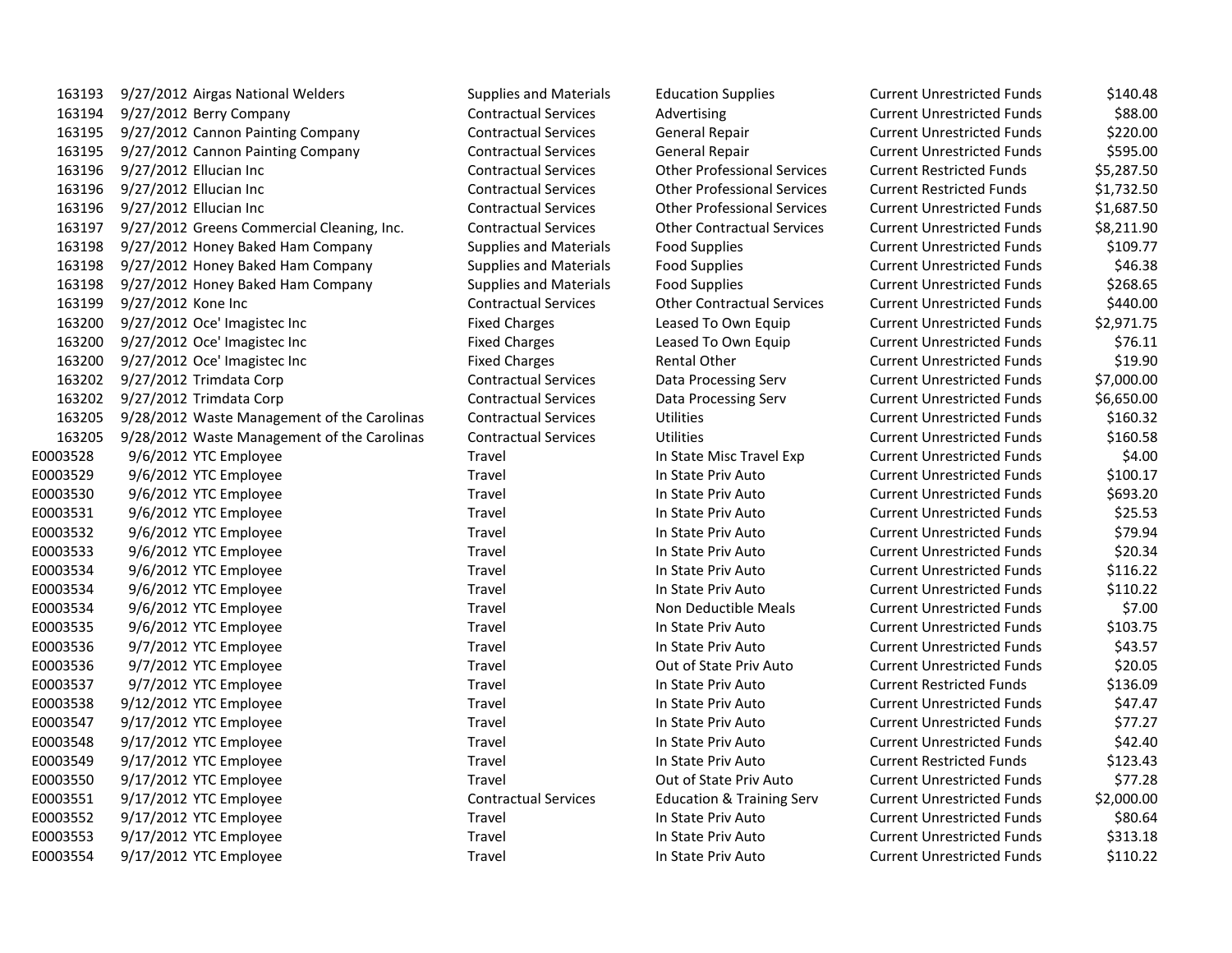| | | | | | | |
|---|---|---|---|---|---|---|
| 163193 | 9/27/2012 | Airgas National Welders | Supplies and Materials | Education Supplies | Current Unrestricted Funds | $140.48 |
| 163194 | 9/27/2012 | Berry Company | Contractual Services | Advertising | Current Unrestricted Funds | $88.00 |
| 163195 | 9/27/2012 | Cannon Painting Company | Contractual Services | General Repair | Current Unrestricted Funds | $220.00 |
| 163195 | 9/27/2012 | Cannon Painting Company | Contractual Services | General Repair | Current Unrestricted Funds | $595.00 |
| 163196 | 9/27/2012 | Ellucian Inc | Contractual Services | Other Professional Services | Current Restricted Funds | $5,287.50 |
| 163196 | 9/27/2012 | Ellucian Inc | Contractual Services | Other Professional Services | Current Restricted Funds | $1,732.50 |
| 163196 | 9/27/2012 | Ellucian Inc | Contractual Services | Other Professional Services | Current Unrestricted Funds | $1,687.50 |
| 163197 | 9/27/2012 | Greens Commercial Cleaning, Inc. | Contractual Services | Other Contractual Services | Current Unrestricted Funds | $8,211.90 |
| 163198 | 9/27/2012 | Honey Baked Ham Company | Supplies and Materials | Food Supplies | Current Unrestricted Funds | $109.77 |
| 163198 | 9/27/2012 | Honey Baked Ham Company | Supplies and Materials | Food Supplies | Current Unrestricted Funds | $46.38 |
| 163198 | 9/27/2012 | Honey Baked Ham Company | Supplies and Materials | Food Supplies | Current Unrestricted Funds | $268.65 |
| 163199 | 9/27/2012 | Kone Inc | Contractual Services | Other Contractual Services | Current Unrestricted Funds | $440.00 |
| 163200 | 9/27/2012 | Oce' Imagistec Inc | Fixed Charges | Leased To Own Equip | Current Unrestricted Funds | $2,971.75 |
| 163200 | 9/27/2012 | Oce' Imagistec Inc | Fixed Charges | Leased To Own Equip | Current Unrestricted Funds | $76.11 |
| 163200 | 9/27/2012 | Oce' Imagistec Inc | Fixed Charges | Rental Other | Current Unrestricted Funds | $19.90 |
| 163202 | 9/27/2012 | Trimdata Corp | Contractual Services | Data Processing Serv | Current Unrestricted Funds | $7,000.00 |
| 163202 | 9/27/2012 | Trimdata Corp | Contractual Services | Data Processing Serv | Current Unrestricted Funds | $6,650.00 |
| 163205 | 9/28/2012 | Waste Management of the Carolinas | Contractual Services | Utilities | Current Unrestricted Funds | $160.32 |
| 163205 | 9/28/2012 | Waste Management of the Carolinas | Contractual Services | Utilities | Current Unrestricted Funds | $160.58 |
| E0003528 | 9/6/2012 | YTC Employee | Travel | In State Misc Travel Exp | Current Unrestricted Funds | $4.00 |
| E0003529 | 9/6/2012 | YTC Employee | Travel | In State Priv Auto | Current Unrestricted Funds | $100.17 |
| E0003530 | 9/6/2012 | YTC Employee | Travel | In State Priv Auto | Current Unrestricted Funds | $693.20 |
| E0003531 | 9/6/2012 | YTC Employee | Travel | In State Priv Auto | Current Unrestricted Funds | $25.53 |
| E0003532 | 9/6/2012 | YTC Employee | Travel | In State Priv Auto | Current Unrestricted Funds | $79.94 |
| E0003533 | 9/6/2012 | YTC Employee | Travel | In State Priv Auto | Current Unrestricted Funds | $20.34 |
| E0003534 | 9/6/2012 | YTC Employee | Travel | In State Priv Auto | Current Unrestricted Funds | $116.22 |
| E0003534 | 9/6/2012 | YTC Employee | Travel | In State Priv Auto | Current Unrestricted Funds | $110.22 |
| E0003534 | 9/6/2012 | YTC Employee | Travel | Non Deductible Meals | Current Unrestricted Funds | $7.00 |
| E0003535 | 9/6/2012 | YTC Employee | Travel | In State Priv Auto | Current Unrestricted Funds | $103.75 |
| E0003536 | 9/7/2012 | YTC Employee | Travel | In State Priv Auto | Current Unrestricted Funds | $43.57 |
| E0003536 | 9/7/2012 | YTC Employee | Travel | Out of State Priv Auto | Current Unrestricted Funds | $20.05 |
| E0003537 | 9/7/2012 | YTC Employee | Travel | In State Priv Auto | Current Restricted Funds | $136.09 |
| E0003538 | 9/12/2012 | YTC Employee | Travel | In State Priv Auto | Current Unrestricted Funds | $47.47 |
| E0003547 | 9/17/2012 | YTC Employee | Travel | In State Priv Auto | Current Unrestricted Funds | $77.27 |
| E0003548 | 9/17/2012 | YTC Employee | Travel | In State Priv Auto | Current Unrestricted Funds | $42.40 |
| E0003549 | 9/17/2012 | YTC Employee | Travel | In State Priv Auto | Current Restricted Funds | $123.43 |
| E0003550 | 9/17/2012 | YTC Employee | Travel | Out of State Priv Auto | Current Unrestricted Funds | $77.28 |
| E0003551 | 9/17/2012 | YTC Employee | Contractual Services | Education & Training Serv | Current Unrestricted Funds | $2,000.00 |
| E0003552 | 9/17/2012 | YTC Employee | Travel | In State Priv Auto | Current Unrestricted Funds | $80.64 |
| E0003553 | 9/17/2012 | YTC Employee | Travel | In State Priv Auto | Current Unrestricted Funds | $313.18 |
| E0003554 | 9/17/2012 | YTC Employee | Travel | In State Priv Auto | Current Unrestricted Funds | $110.22 |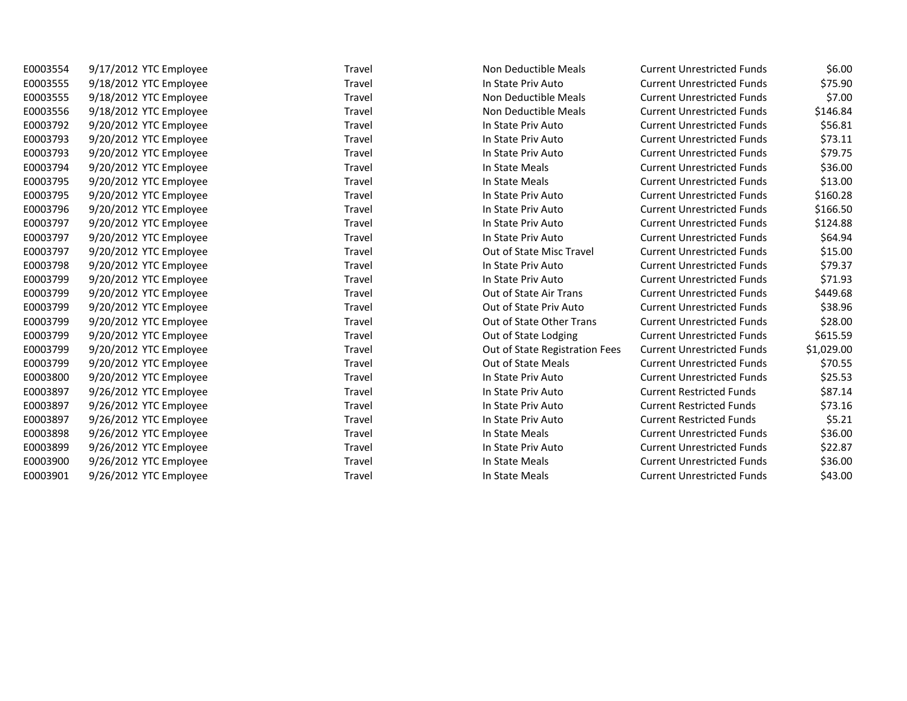| | | | | | | |
|---|---|---|---|---|---|---|
| E0003554 | 9/17/2012 | YTC Employee | Travel | Non Deductible Meals | Current Unrestricted Funds | $6.00 |
| E0003555 | 9/18/2012 | YTC Employee | Travel | In State Priv Auto | Current Unrestricted Funds | $75.90 |
| E0003555 | 9/18/2012 | YTC Employee | Travel | Non Deductible Meals | Current Unrestricted Funds | $7.00 |
| E0003556 | 9/18/2012 | YTC Employee | Travel | Non Deductible Meals | Current Unrestricted Funds | $146.84 |
| E0003792 | 9/20/2012 | YTC Employee | Travel | In State Priv Auto | Current Unrestricted Funds | $56.81 |
| E0003793 | 9/20/2012 | YTC Employee | Travel | In State Priv Auto | Current Unrestricted Funds | $73.11 |
| E0003793 | 9/20/2012 | YTC Employee | Travel | In State Priv Auto | Current Unrestricted Funds | $79.75 |
| E0003794 | 9/20/2012 | YTC Employee | Travel | In State Meals | Current Unrestricted Funds | $36.00 |
| E0003795 | 9/20/2012 | YTC Employee | Travel | In State Meals | Current Unrestricted Funds | $13.00 |
| E0003795 | 9/20/2012 | YTC Employee | Travel | In State Priv Auto | Current Unrestricted Funds | $160.28 |
| E0003796 | 9/20/2012 | YTC Employee | Travel | In State Priv Auto | Current Unrestricted Funds | $166.50 |
| E0003797 | 9/20/2012 | YTC Employee | Travel | In State Priv Auto | Current Unrestricted Funds | $124.88 |
| E0003797 | 9/20/2012 | YTC Employee | Travel | In State Priv Auto | Current Unrestricted Funds | $64.94 |
| E0003797 | 9/20/2012 | YTC Employee | Travel | Out of State Misc Travel | Current Unrestricted Funds | $15.00 |
| E0003798 | 9/20/2012 | YTC Employee | Travel | In State Priv Auto | Current Unrestricted Funds | $79.37 |
| E0003799 | 9/20/2012 | YTC Employee | Travel | In State Priv Auto | Current Unrestricted Funds | $71.93 |
| E0003799 | 9/20/2012 | YTC Employee | Travel | Out of State Air Trans | Current Unrestricted Funds | $449.68 |
| E0003799 | 9/20/2012 | YTC Employee | Travel | Out of State Priv Auto | Current Unrestricted Funds | $38.96 |
| E0003799 | 9/20/2012 | YTC Employee | Travel | Out of State Other Trans | Current Unrestricted Funds | $28.00 |
| E0003799 | 9/20/2012 | YTC Employee | Travel | Out of State Lodging | Current Unrestricted Funds | $615.59 |
| E0003799 | 9/20/2012 | YTC Employee | Travel | Out of State Registration Fees | Current Unrestricted Funds | $1,029.00 |
| E0003799 | 9/20/2012 | YTC Employee | Travel | Out of State Meals | Current Unrestricted Funds | $70.55 |
| E0003800 | 9/20/2012 | YTC Employee | Travel | In State Priv Auto | Current Unrestricted Funds | $25.53 |
| E0003897 | 9/26/2012 | YTC Employee | Travel | In State Priv Auto | Current Restricted Funds | $87.14 |
| E0003897 | 9/26/2012 | YTC Employee | Travel | In State Priv Auto | Current Restricted Funds | $73.16 |
| E0003897 | 9/26/2012 | YTC Employee | Travel | In State Priv Auto | Current Restricted Funds | $5.21 |
| E0003898 | 9/26/2012 | YTC Employee | Travel | In State Meals | Current Unrestricted Funds | $36.00 |
| E0003899 | 9/26/2012 | YTC Employee | Travel | In State Priv Auto | Current Unrestricted Funds | $22.87 |
| E0003900 | 9/26/2012 | YTC Employee | Travel | In State Meals | Current Unrestricted Funds | $36.00 |
| E0003901 | 9/26/2012 | YTC Employee | Travel | In State Meals | Current Unrestricted Funds | $43.00 |